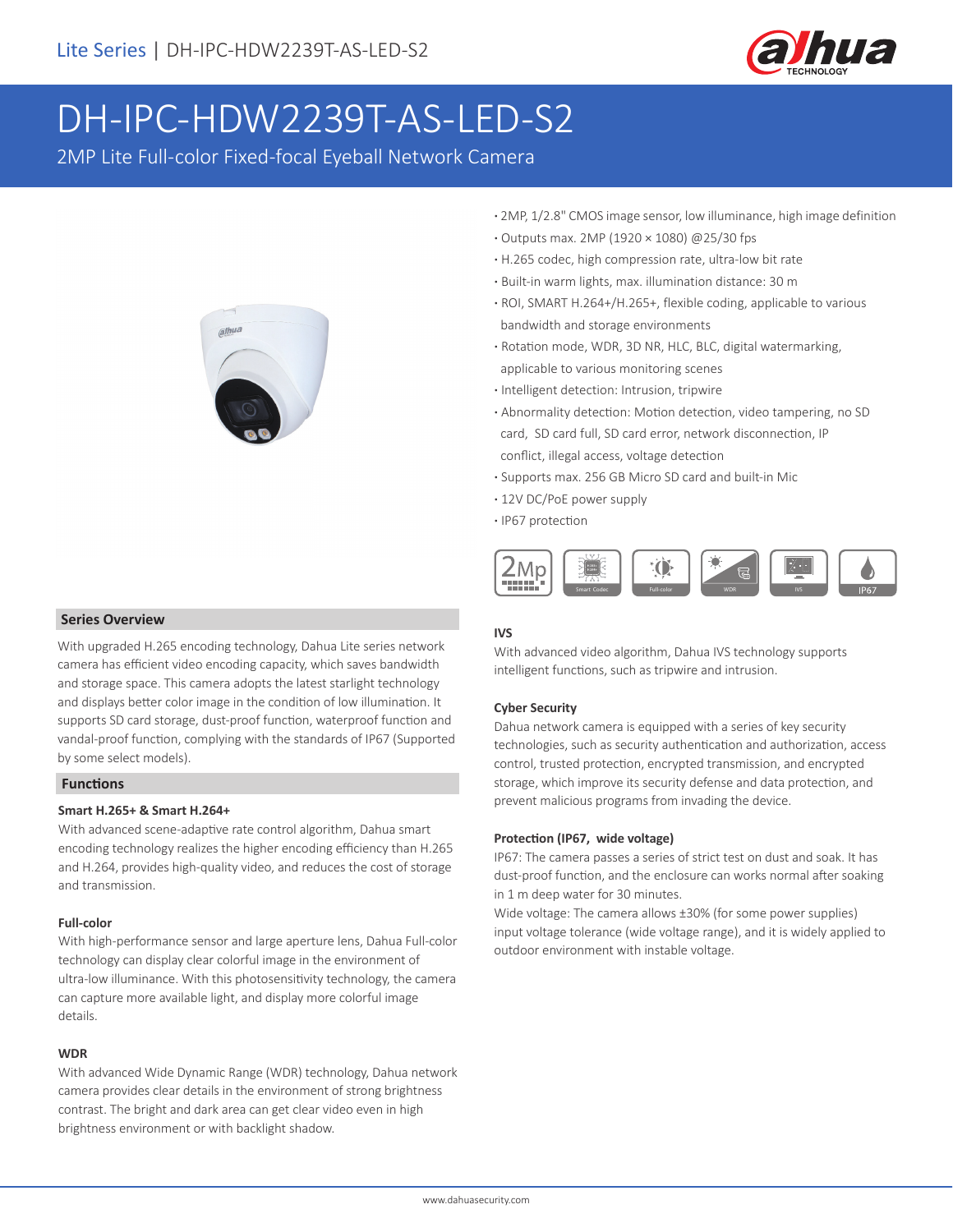# DH-IPC-HDW2239T-AS-LED-S2

2MP Lite Full-color Fixed-focal Eyeball Network Camera

- 2MP, 1/2.8" CMOS image sensor, low illuminance, high image definition
- Outputs max. 2MP (1920 × 1080) @25/30 fps
- H.265 codec, high compression rate, ultra-low bit rate
- Built-in warm lights, max. illumination distance: 30 m
- ROI, SMART H.264+/H.265+, flexible coding, applicable to various bandwidth and storage environments
- Rotation mode, WDR, 3D NR, HLC, BLC, digital watermarking, applicable to various monitoring scenes
- Intelligent detection: Intrusion, tripwire
- Abnormality detection: Motion detection, video tampering, no SD card, SD card full, SD card error, network disconnection, IP conflict, illegal access, voltage detection
- Supports max. 256 GB Micro SD card and built-in Mic
- 12V DC/PoE power supply
- IP67 protection

## Series Overview

With upgraded H.265 encoding technology, Dahua Lite series network camera has efficient video encoding capacity, which saves bandwidth and storage space. This camera adopts the latest starlight technology and displays better color image in the condition of low illumination. It supports SD card storage, dust-proof function, waterproof function and vandal-proof function, complying with the standards of IP67 (Supported by some select models).

## Functions

### Smart H.265+ & Smart H.264+

With advanced scene-adaptive rate control algorithm, Dahua smart encoding technology realizes the higher encoding efficiency than H.265 and H.264, provides high-quality video, and reduces the cost of storage and transmission.

### Full-color

With high-performance sensor and large aperture lens, Dahua Full-color technology can display clear colorful image in the environment of ultra-low illuminance. With this photosensitivity technology, the camera can capture more available light, and display more colorful image details.

### WDR

With advanced Wide Dynamic Range (WDR) technology, Dahua network camera provides clear details in the environment of strong brightness contrast. The bright and dark area can get clear video even in high brightness environment or with backlight shadow.

### IVS

With advanced video algorithm, Dahua IVS technology supports intelligent functions, such as tripwire and intrusion.

### Cyber Security

Dahua network camera is equipped with a series of key security technologies, such as security authentication and authorization, access control, trusted protection, encrypted transmission, and encrypted storage, which improve its security defense and data protection, and prevent malicious programs from invading the device.

### Protection (IP67, wide voltage)

IP67: The camera passes a series of strict test on dust and soak. It has dust-proof function, and the enclosure can works normal after soaking in 1 m deep water for 30 minutes.

Wide voltage: The camera allows ±30% (for some power supplies) input voltage tolerance (wide voltage range), and it is widely applied to outdoor environment with instable voltage.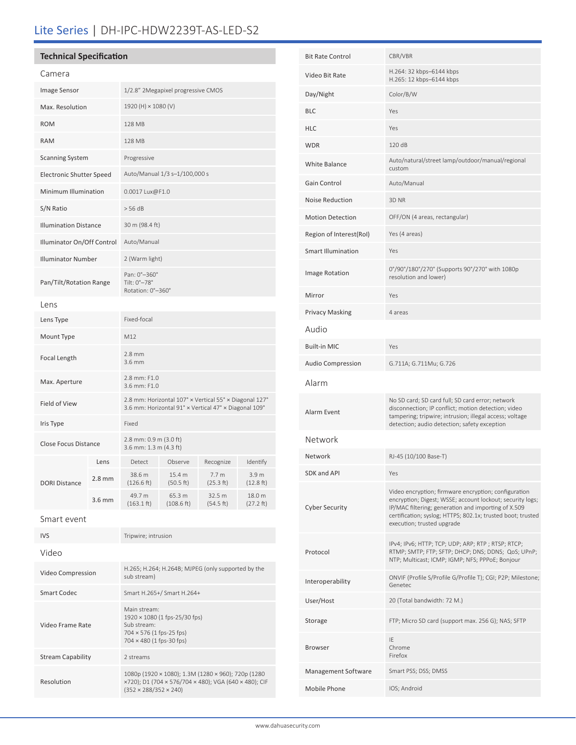# Lite Series | DH-IPC-HDW2239T-AS-LED-S2

## Technical Specification

### Camera

| | |
|---|---|
| Image Sensor | 1/2.8" 2Megapixel progressive CMOS |
| Max. Resolution | 1920 (H) × 1080 (V) |
| ROM | 128 MB |
| RAM | 128 MB |
| Scanning System | Progressive |
| Electronic Shutter Speed | Auto/Manual 1/3 s–1/100,000 s |
| Minimum Illumination | 0.0017 Lux@F1.0 |
| S/N Ratio | > 56 dB |
| Illumination Distance | 30 m (98.4 ft) |
| Illuminator On/Off Control | Auto/Manual |
| Illuminator Number | 2 (Warm light) |
| Pan/Tilt/Rotation Range | Pan: 0°–360°<br>Tilt: 0°–78°<br>Rotation: 0°–360° |

### Lens

| | |
|---|---|
| Lens Type | Fixed-focal |
| Mount Type | M12 |
| Focal Length | 2.8 mm<br>3.6 mm |
| Max. Aperture | 2.8 mm: F1.0<br>3.6 mm: F1.0 |
| Field of View | 2.8 mm: Horizontal 107° × Vertical 55° × Diagonal 127°<br>3.6 mm: Horizontal 91° × Vertical 47° × Diagonal 109° |
| Iris Type | Fixed |
| Close Focus Distance | 2.8 mm: 0.9 m (3.0 ft)<br>3.6 mm: 1.3 m (4.3 ft) |

| DORI Distance | Lens | Detect | Observe | Recognize | Identify |
|---|---|---|---|---|---|
| | 2.8 mm | 38.6 m (126.6 ft) | 15.4 m (50.5 ft) | 7.7 m (25.3 ft) | 3.9 m (12.8 ft) |
| | 3.6 mm | 49.7 m (163.1 ft) | 65.3 m (108.6 ft) | 32.5 m (54.5 ft) | 18.0 m (27.2 ft) |

### Smart event

| | |
|---|---|
| IVS | Tripwire; intrusion |

### Video

| | |
|---|---|
| Video Compression | H.265; H.264; H.264B; MJPEG (only supported by the sub stream) |
| Smart Codec | Smart H.265+/ Smart H.264+ |
| Video Frame Rate | Main stream:<br>1920 × 1080 (1 fps-25/30 fps)<br>Sub stream:<br>704 × 576 (1 fps-25 fps)<br>704 × 480 (1 fps-30 fps) |
| Stream Capability | 2 streams |
| Resolution | 1080p (1920 × 1080); 1.3M (1280 × 960); 720p (1280 ×720); D1 (704 × 576/704 × 480); VGA (640 × 480); CIF (352 × 288/352 × 240) |
| Bit Rate Control | CBR/VBR |
| Video Bit Rate | H.264: 32 kbps–6144 kbps<br>H.265: 12 kbps–6144 kbps |
| Day/Night | Color/B/W |
| BLC | Yes |
| HLC | Yes |
| WDR | 120 dB |
| White Balance | Auto/natural/street lamp/outdoor/manual/regional custom |
| Gain Control | Auto/Manual |
| Noise Reduction | 3D NR |
| Motion Detection | OFF/ON (4 areas, rectangular) |
| Region of Interest(RoI) | Yes (4 areas) |
| Smart Illumination | Yes |
| Image Rotation | 0°/90°/180°/270° (Supports 90°/270° with 1080p resolution and lower) |
| Mirror | Yes |
| Privacy Masking | 4 areas |

### Audio

| | |
|---|---|
| Built-in MIC | Yes |
| Audio Compression | G.711A; G.711Mu; G.726 |

### Alarm

| | |
|---|---|
| Alarm Event | No SD card; SD card full; SD card error; network disconnection; IP conflict; motion detection; video tampering; tripwire; intrusion; illegal access; voltage detection; audio detection; safety exception |

### Network

| | |
|---|---|
| Network | RJ-45 (10/100 Base-T) |
| SDK and API | Yes |
| Cyber Security | Video encryption; firmware encryption; configuration encryption; Digest; WSSE; account lockout; security logs; IP/MAC filtering; generation and importing of X.509 certification; syslog; HTTPS; 802.1x; trusted boot; trusted execution; trusted upgrade |
| Protocol | IPv4; IPv6; HTTP; TCP; UDP; ARP; RTP ; RTSP; RTCP; RTMP; SMTP; FTP; SFTP; DHCP; DNS; DDNS; QoS; UPnP; NTP; Multicast; ICMP; IGMP; NFS; PPPoE; Bonjour |
| Interoperability | ONVIF (Profile S/Profile G/Profile T); CGI; P2P; Milestone; Genetec |
| User/Host | 20 (Total bandwidth: 72 M.) |
| Storage | FTP; Micro SD card (support max. 256 G); NAS; SFTP |
| Browser | IE<br>Chrome<br>Firefox |
| Management Software | Smart PSS; DSS; DMSS |
| Mobile Phone | IOS; Android |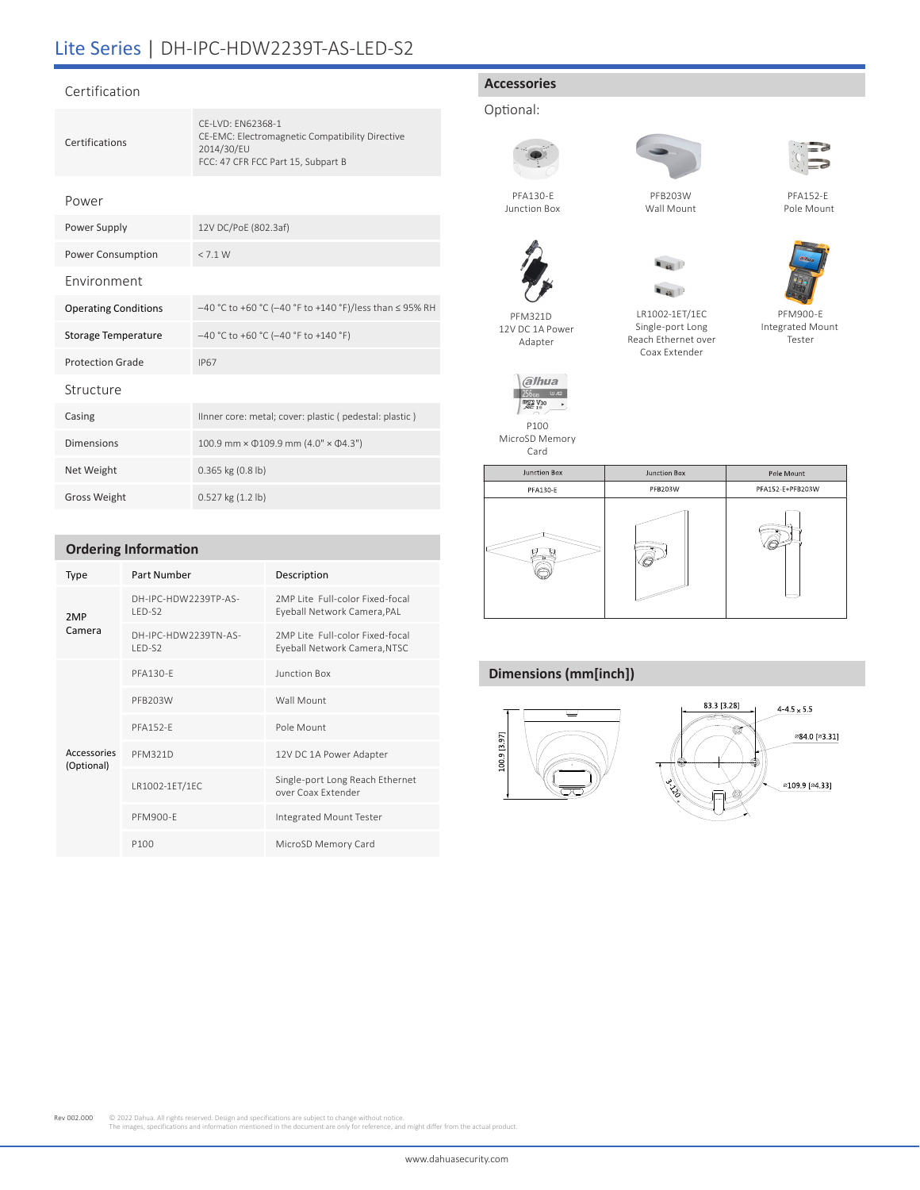# Lite Series | DH-IPC-HDW2239T-AS-LED-S2

## Certification

| | |
|---|---|
| Certifications | CE-LVD: EN62368-1<br>CE-EMC: Electromagnetic Compatibility Directive 2014/30/EU<br>FCC: 47 CFR FCC Part 15, Subpart B |

## Power

| | |
|---|---|
| Power Supply | 12V DC/PoE (802.3af) |
| Power Consumption | < 7.1 W |

## Environment

| | |
|---|---|
| Operating Conditions | –40 °C to +60 °C (–40 °F to +140 °F)/less than ≤ 95% RH |
| Storage Temperature | –40 °C to +60 °C (–40 °F to +140 °F) |
| Protection Grade | IP67 |

## Structure

| | |
|---|---|
| Casing | IInner core: metal; cover: plastic ( pedestal: plastic ) |
| Dimensions | 100.9 mm × Φ109.9 mm (4.0" × Φ4.3") |
| Net Weight | 0.365 kg (0.8 lb) |
| Gross Weight | 0.527 kg (1.2 lb) |

## Ordering Information

| Type | Part Number | Description |
|---|---|---|
| 2MP Camera | DH-IPC-HDW2239TP-AS-LED-S2 | 2MP Lite Full-color Fixed-focal Eyeball Network Camera,PAL |
| | DH-IPC-HDW2239TN-AS-LED-S2 | 2MP Lite Full-color Fixed-focal Eyeball Network Camera,NTSC |
| Accessories (Optional) | PFA130-E | Junction Box |
| | PFB203W | Wall Mount |
| | PFA152-E | Pole Mount |
| | PFM321D | 12V DC 1A Power Adapter |
| | LR1002-1ET/1EC | Single-port Long Reach Ethernet over Coax Extender |
| | PFM900-E | Integrated Mount Tester |
| | P100 | MicroSD Memory Card |

## Accessories

Optional:

PFA130-E
Junction Box

PFB203W
Wall Mount

PFA152-E
Pole Mount

PFM321D
12V DC 1A Power Adapter

LR1002-1ET/1EC
Single-port Long Reach Ethernet over Coax Extender

PFM900-E
Integrated Mount Tester

P100
MicroSD Memory Card

| Junction Box | Junction Box | Pole Mount |
|---|---|---|
| PFA130-E | PFB203W | PFA152-E+PFB203W |

## Dimensions (mm[inch])

100.9 [3.97]

83.3 [3.28]

4-4.5 x 5.5

⌀84.0 [⌀3.31]

3-120°

⌀109.9 [⌀4.33]

Rev 002.000 © 2022 Dahua. All rights reserved. Design and specifications are subject to change without notice.
The images, specifications and information mentioned in the document are only for reference, and might differ from the actual product.

www.dahuasecurity.com